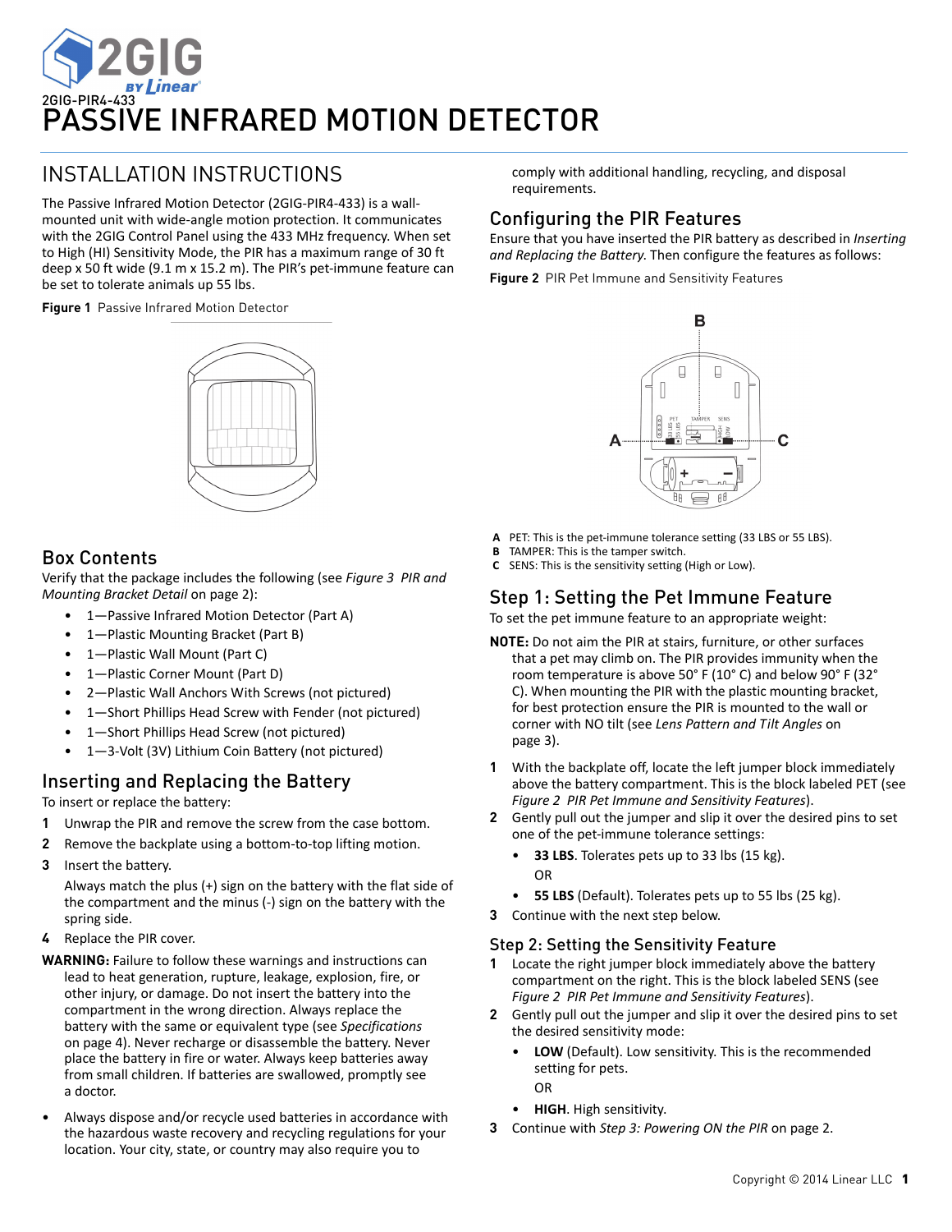2GIG-PIR4-433

# PASSIVE INFRARED MOTION DETECTOR

## INSTALLATION INSTRUCTIONS

The Passive Infrared Motion Detector (2GIG-PIR4-433) is a wall-mounted unit with wide-angle motion protection. It communicates with the 2GIG Control Panel using the 433 MHz frequency. When set to High (HI) Sensitivity Mode, the PIR has a maximum range of 30 ft deep x 50 ft wide (9.1 m x 15.2 m). The PIR's pet-immune feature can be set to tolerate animals up 55 lbs.

**Figure 1** Passive Infrared Motion Detector

### Box Contents

Verify that the package includes the following (see *Figure 3 PIR and Mounting Bracket Detail* on page 2):

- 1—Passive Infrared Motion Detector (Part A)
- 1—Plastic Mounting Bracket (Part B)
- 1—Plastic Wall Mount (Part C)
- 1—Plastic Corner Mount (Part D)
- 2—Plastic Wall Anchors With Screws (not pictured)
- 1—Short Phillips Head Screw with Fender (not pictured)
- 1—Short Phillips Head Screw (not pictured)
- 1—3-Volt (3V) Lithium Coin Battery (not pictured)

### Inserting and Replacing the Battery

To insert or replace the battery:

1. Unwrap the PIR and remove the screw from the case bottom.
2. Remove the backplate using a bottom-to-top lifting motion.
3. Insert the battery.

   Always match the plus (+) sign on the battery with the flat side of the compartment and the minus (-) sign on the battery with the spring side.
4. Replace the PIR cover.

**WARNING:** Failure to follow these warnings and instructions can lead to heat generation, rupture, leakage, explosion, fire, or other injury, or damage. Do not insert the battery into the compartment in the wrong direction. Always replace the battery with the same or equivalent type (see *Specifications* on page 4). Never recharge or disassemble the battery. Never place the battery in fire or water. Always keep batteries away from small children. If batteries are swallowed, promptly see a doctor.

- Always dispose and/or recycle used batteries in accordance with the hazardous waste recovery and recycling regulations for your location. Your city, state, or country may also require you to comply with additional handling, recycling, and disposal requirements.

### Configuring the PIR Features

Ensure that you have inserted the PIR battery as described in *Inserting and Replacing the Battery*. Then configure the features as follows:

**Figure 2** PIR Pet Immune and Sensitivity Features

**A** PET: This is the pet-immune tolerance setting (33 LBS or 55 LBS).
**B** TAMPER: This is the tamper switch.
**C** SENS: This is the sensitivity setting (High or Low).

### Step 1: Setting the Pet Immune Feature

To set the pet immune feature to an appropriate weight:

**NOTE:** Do not aim the PIR at stairs, furniture, or other surfaces that a pet may climb on. The PIR provides immunity when the room temperature is above 50° F (10° C) and below 90° F (32° C). When mounting the PIR with the plastic mounting bracket, for best protection ensure the PIR is mounted to the wall or corner with NO tilt (see *Lens Pattern and Tilt Angles* on page 3).

1. With the backplate off, locate the left jumper block immediately above the battery compartment. This is the block labeled PET (see *Figure 2 PIR Pet Immune and Sensitivity Features*).
2. Gently pull out the jumper and slip it over the desired pins to set one of the pet-immune tolerance settings:
   - **33 LBS**. Tolerates pets up to 33 lbs (15 kg).

     OR
   - **55 LBS** (Default). Tolerates pets up to 55 lbs (25 kg).
3. Continue with the next step below.

### Step 2: Setting the Sensitivity Feature

1. Locate the right jumper block immediately above the battery compartment on the right. This is the block labeled SENS (see *Figure 2 PIR Pet Immune and Sensitivity Features*).
2. Gently pull out the jumper and slip it over the desired pins to set the desired sensitivity mode:
   - **LOW** (Default). Low sensitivity. This is the recommended setting for pets.

     OR
   - **HIGH**. High sensitivity.
3. Continue with *Step 3: Powering ON the PIR* on page 2.

Copyright © 2014 Linear LLC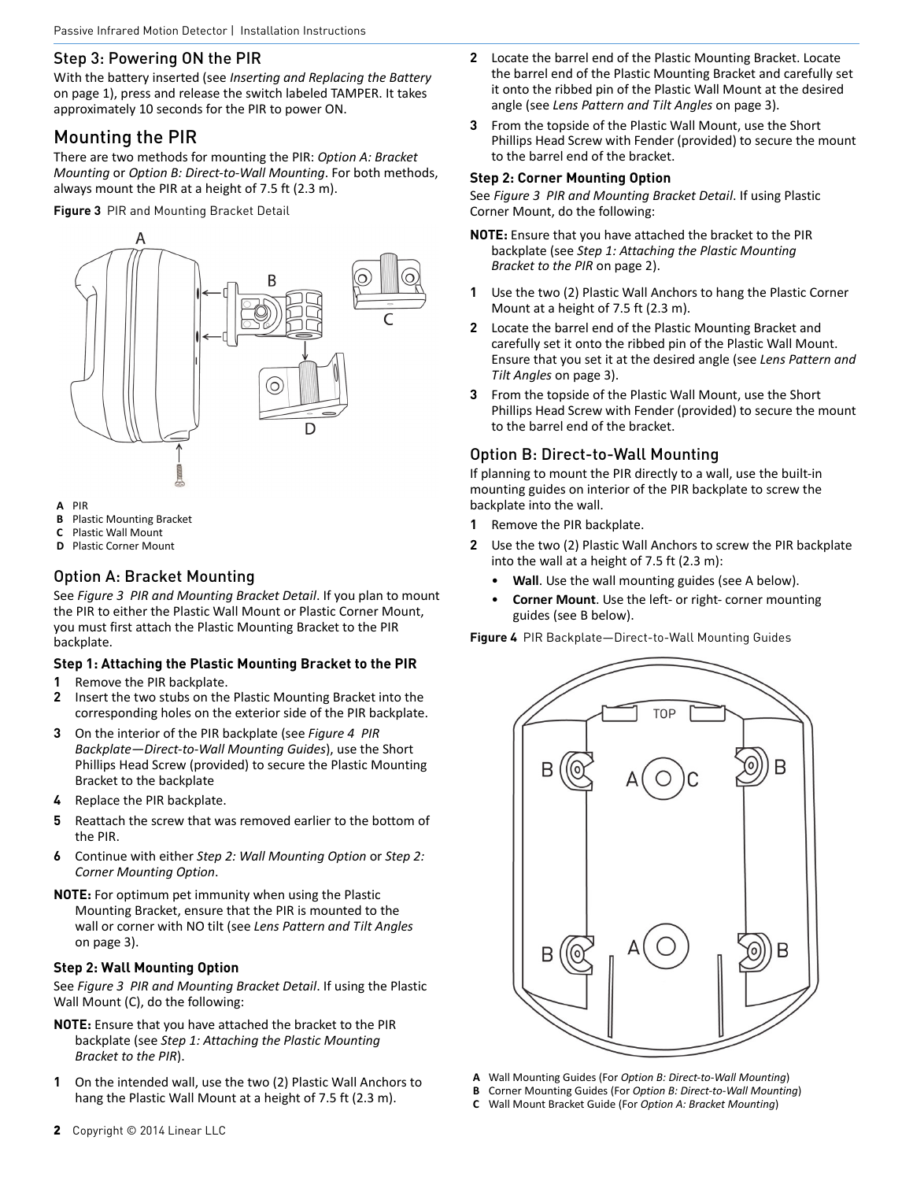## Step 3: Powering ON the PIR

With the battery inserted (see *Inserting and Replacing the Battery* on page 1), press and release the switch labeled TAMPER. It takes approximately 10 seconds for the PIR to power ON.

# Mounting the PIR

There are two methods for mounting the PIR: *Option A: Bracket Mounting* or *Option B: Direct-to-Wall Mounting*. For both methods, always mount the PIR at a height of 7.5 ft (2.3 m).

**Figure 3** PIR and Mounting Bracket Detail

**A** PIR
**B** Plastic Mounting Bracket
**C** Plastic Wall Mount
**D** Plastic Corner Mount

## Option A: Bracket Mounting

See *Figure 3 PIR and Mounting Bracket Detail*. If you plan to mount the PIR to either the Plastic Wall Mount or Plastic Corner Mount, you must first attach the Plastic Mounting Bracket to the PIR backplate.

### Step 1: Attaching the Plastic Mounting Bracket to the PIR

1. Remove the PIR backplate.
2. Insert the two stubs on the Plastic Mounting Bracket into the corresponding holes on the exterior side of the PIR backplate.
3. On the interior of the PIR backplate (see *Figure 4 PIR Backplate—Direct-to-Wall Mounting Guides*), use the Short Phillips Head Screw (provided) to secure the Plastic Mounting Bracket to the backplate
4. Replace the PIR backplate.
5. Reattach the screw that was removed earlier to the bottom of the PIR.
6. Continue with either *Step 2: Wall Mounting Option* or *Step 2: Corner Mounting Option*.

**NOTE:** For optimum pet immunity when using the Plastic Mounting Bracket, ensure that the PIR is mounted to the wall or corner with NO tilt (see *Lens Pattern and Tilt Angles* on page 3).

### Step 2: Wall Mounting Option

See *Figure 3 PIR and Mounting Bracket Detail*. If using the Plastic Wall Mount (C), do the following:

**NOTE:** Ensure that you have attached the bracket to the PIR backplate (see *Step 1: Attaching the Plastic Mounting Bracket to the PIR*).

1. On the intended wall, use the two (2) Plastic Wall Anchors to hang the Plastic Wall Mount at a height of 7.5 ft (2.3 m).
2. Locate the barrel end of the Plastic Mounting Bracket. Locate the barrel end of the Plastic Mounting Bracket and carefully set it onto the ribbed pin of the Plastic Wall Mount at the desired angle (see *Lens Pattern and Tilt Angles* on page 3).
3. From the topside of the Plastic Wall Mount, use the Short Phillips Head Screw with Fender (provided) to secure the mount to the barrel end of the bracket.

### Step 2: Corner Mounting Option

See *Figure 3 PIR and Mounting Bracket Detail*. If using Plastic Corner Mount, do the following:

**NOTE:** Ensure that you have attached the bracket to the PIR backplate (see *Step 1: Attaching the Plastic Mounting Bracket to the PIR* on page 2).

1. Use the two (2) Plastic Wall Anchors to hang the Plastic Corner Mount at a height of 7.5 ft (2.3 m).
2. Locate the barrel end of the Plastic Mounting Bracket and carefully set it onto the ribbed pin of the Plastic Wall Mount. Ensure that you set it at the desired angle (see *Lens Pattern and Tilt Angles* on page 3).
3. From the topside of the Plastic Wall Mount, use the Short Phillips Head Screw with Fender (provided) to secure the mount to the barrel end of the bracket.

## Option B: Direct-to-Wall Mounting

If planning to mount the PIR directly to a wall, use the built-in mounting guides on interior of the PIR backplate to screw the backplate into the wall.

1. Remove the PIR backplate.
2. Use the two (2) Plastic Wall Anchors to screw the PIR backplate into the wall at a height of 7.5 ft (2.3 m):
   - **Wall**. Use the wall mounting guides (see A below).
   - **Corner Mount**. Use the left- or right- corner mounting guides (see B below).

**Figure 4** PIR Backplate—Direct-to-Wall Mounting Guides

**A** Wall Mounting Guides (For *Option B: Direct-to-Wall Mounting*)
**B** Corner Mounting Guides (For *Option B: Direct-to-Wall Mounting*)
**C** Wall Mount Bracket Guide (For *Option A: Bracket Mounting*)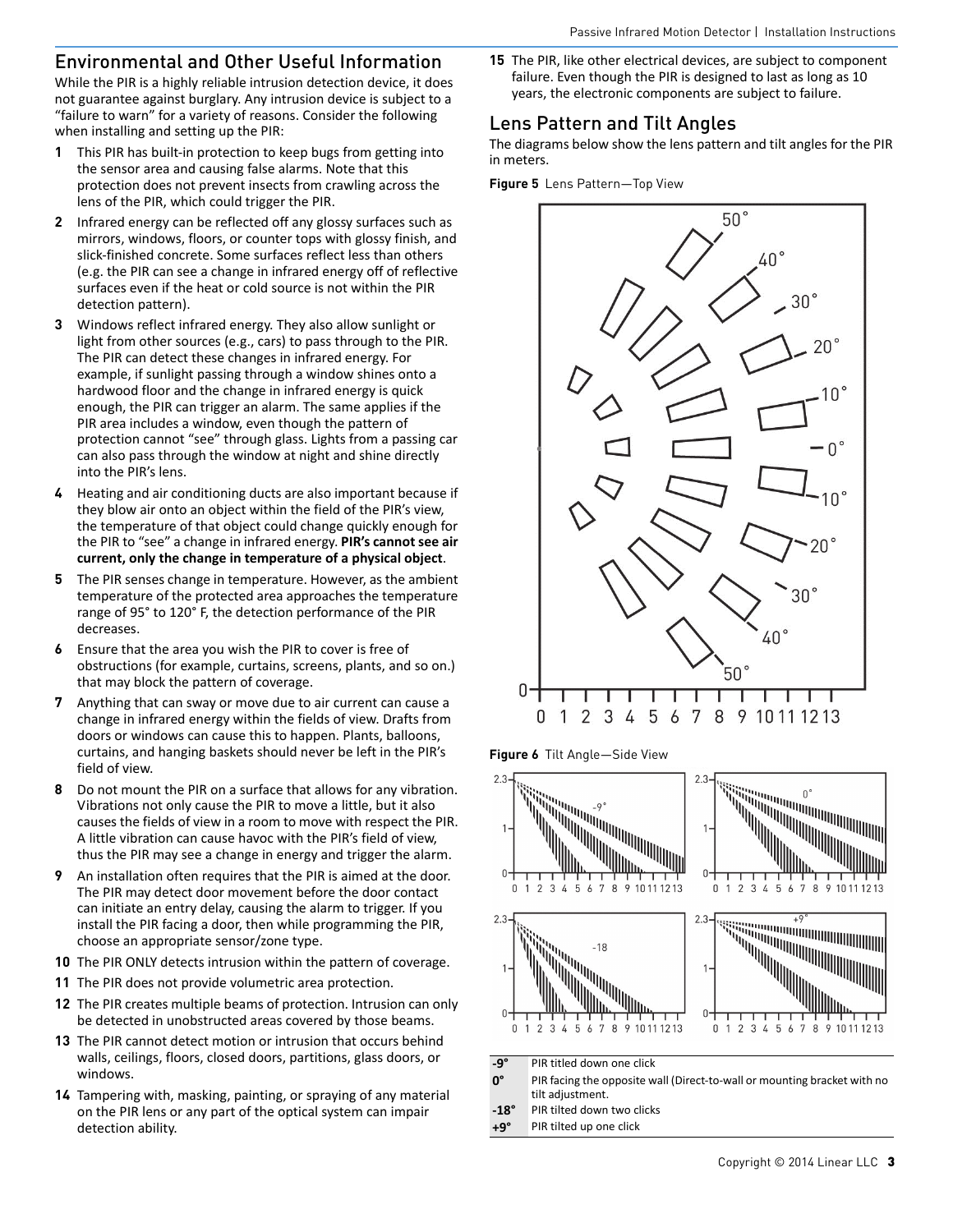## Environmental and Other Useful Information

While the PIR is a highly reliable intrusion detection device, it does not guarantee against burglary. Any intrusion device is subject to a "failure to warn" for a variety of reasons. Consider the following when installing and setting up the PIR:

1. This PIR has built-in protection to keep bugs from getting into the sensor area and causing false alarms. Note that this protection does not prevent insects from crawling across the lens of the PIR, which could trigger the PIR.
2. Infrared energy can be reflected off any glossy surfaces such as mirrors, windows, floors, or counter tops with glossy finish, and slick-finished concrete. Some surfaces reflect less than others (e.g. the PIR can see a change in infrared energy off of reflective surfaces even if the heat or cold source is not within the PIR detection pattern).
3. Windows reflect infrared energy. They also allow sunlight or light from other sources (e.g., cars) to pass through to the PIR. The PIR can detect these changes in infrared energy. For example, if sunlight passing through a window shines onto a hardwood floor and the change in infrared energy is quick enough, the PIR can trigger an alarm. The same applies if the PIR area includes a window, even though the pattern of protection cannot "see" through glass. Lights from a passing car can also pass through the window at night and shine directly into the PIR's lens.
4. Heating and air conditioning ducts are also important because if they blow air onto an object within the field of the PIR's view, the temperature of that object could change quickly enough for the PIR to "see" a change in infrared energy. **PIR's cannot see air current, only the change in temperature of a physical object**.
5. The PIR senses change in temperature. However, as the ambient temperature of the protected area approaches the temperature range of 95° to 120° F, the detection performance of the PIR decreases.
6. Ensure that the area you wish the PIR to cover is free of obstructions (for example, curtains, screens, plants, and so on.) that may block the pattern of coverage.
7. Anything that can sway or move due to air current can cause a change in infrared energy within the fields of view. Drafts from doors or windows can cause this to happen. Plants, balloons, curtains, and hanging baskets should never be left in the PIR's field of view.
8. Do not mount the PIR on a surface that allows for any vibration. Vibrations not only cause the PIR to move a little, but it also causes the fields of view in a room to move with respect the PIR. A little vibration can cause havoc with the PIR's field of view, thus the PIR may see a change in energy and trigger the alarm.
9. An installation often requires that the PIR is aimed at the door. The PIR may detect door movement before the door contact can initiate an entry delay, causing the alarm to trigger. If you install the PIR facing a door, then while programming the PIR, choose an appropriate sensor/zone type.
10. The PIR ONLY detects intrusion within the pattern of coverage.
11. The PIR does not provide volumetric area protection.
12. The PIR creates multiple beams of protection. Intrusion can only be detected in unobstructed areas covered by those beams.
13. The PIR cannot detect motion or intrusion that occurs behind walls, ceilings, floors, closed doors, partitions, glass doors, or windows.
14. Tampering with, masking, painting, or spraying of any material on the PIR lens or any part of the optical system can impair detection ability.
15. The PIR, like other electrical devices, are subject to component failure. Even though the PIR is designed to last as long as 10 years, the electronic components are subject to failure.

## Lens Pattern and Tilt Angles

The diagrams below show the lens pattern and tilt angles for the PIR in meters.

**Figure 5** Lens Pattern—Top View

**Figure 6** Tilt Angle—Side View

| | |
|---|---|
| **-9°** | PIR titled down one click |
| **0°** | PIR facing the opposite wall (Direct-to-wall or mounting bracket with no tilt adjustment. |
| **-18°** | PIR tilted down two clicks |
| **+9°** | PIR tilted up one click |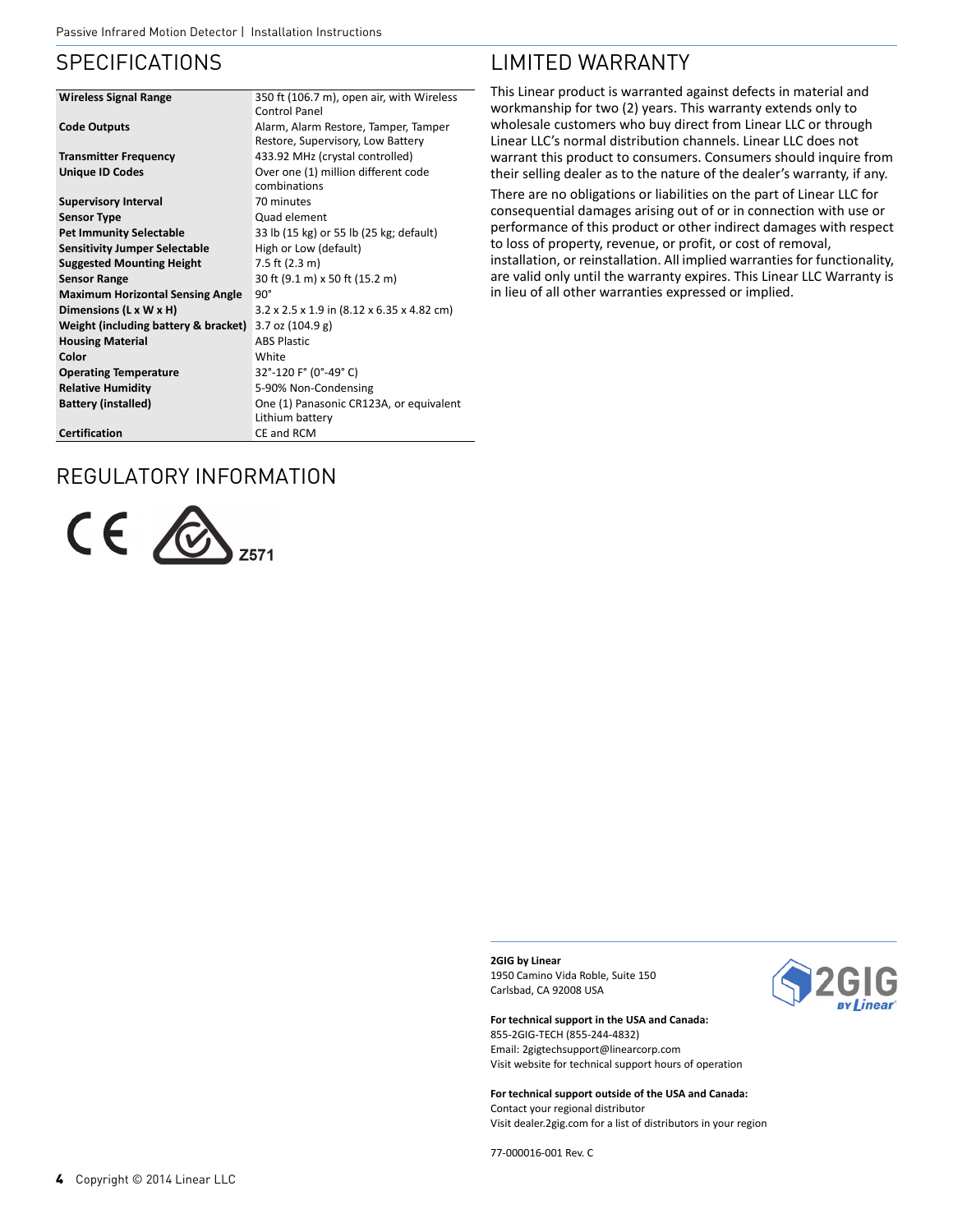## SPECIFICATIONS

| | |
|---|---|
| **Wireless Signal Range** | 350 ft (106.7 m), open air, with Wireless Control Panel |
| **Code Outputs** | Alarm, Alarm Restore, Tamper, Tamper Restore, Supervisory, Low Battery |
| **Transmitter Frequency** | 433.92 MHz (crystal controlled) |
| **Unique ID Codes** | Over one (1) million different code combinations |
| **Supervisory Interval** | 70 minutes |
| **Sensor Type** | Quad element |
| **Pet Immunity Selectable** | 33 lb (15 kg) or 55 lb (25 kg; default) |
| **Sensitivity Jumper Selectable** | High or Low (default) |
| **Suggested Mounting Height** | 7.5 ft (2.3 m) |
| **Sensor Range** | 30 ft (9.1 m) x 50 ft (15.2 m) |
| **Maximum Horizontal Sensing Angle** | 90° |
| **Dimensions (L x W x H)** | 3.2 x 2.5 x 1.9 in (8.12 x 6.35 x 4.82 cm) |
| **Weight (including battery & bracket)** | 3.7 oz (104.9 g) |
| **Housing Material** | ABS Plastic |
| **Color** | White |
| **Operating Temperature** | 32°-120 F° (0°-49° C) |
| **Relative Humidity** | 5-90% Non-Condensing |
| **Battery (installed)** | One (1) Panasonic CR123A, or equivalent Lithium battery |
| **Certification** | CE and RCM |

## REGULATORY INFORMATION

Z571

## LIMITED WARRANTY

This Linear product is warranted against defects in material and workmanship for two (2) years. This warranty extends only to wholesale customers who buy direct from Linear LLC or through Linear LLC's normal distribution channels. Linear LLC does not warrant this product to consumers. Consumers should inquire from their selling dealer as to the nature of the dealer's warranty, if any.

There are no obligations or liabilities on the part of Linear LLC for consequential damages arising out of or in connection with use or performance of this product or other indirect damages with respect to loss of property, revenue, or profit, or cost of removal, installation, or reinstallation. All implied warranties for functionality, are valid only until the warranty expires. This Linear LLC Warranty is in lieu of all other warranties expressed or implied.

**2GIG by Linear**
1950 Camino Vida Roble, Suite 150
Carlsbad, CA 92008 USA

**For technical support in the USA and Canada:**
855-2GIG-TECH (855-244-4832)
Email: 2gigtechsupport@linearcorp.com
Visit website for technical support hours of operation

**For technical support outside of the USA and Canada:**
Contact your regional distributor
Visit dealer.2gig.com for a list of distributors in your region

77-000016-001 Rev. C

Copyright © 2014 Linear LLC